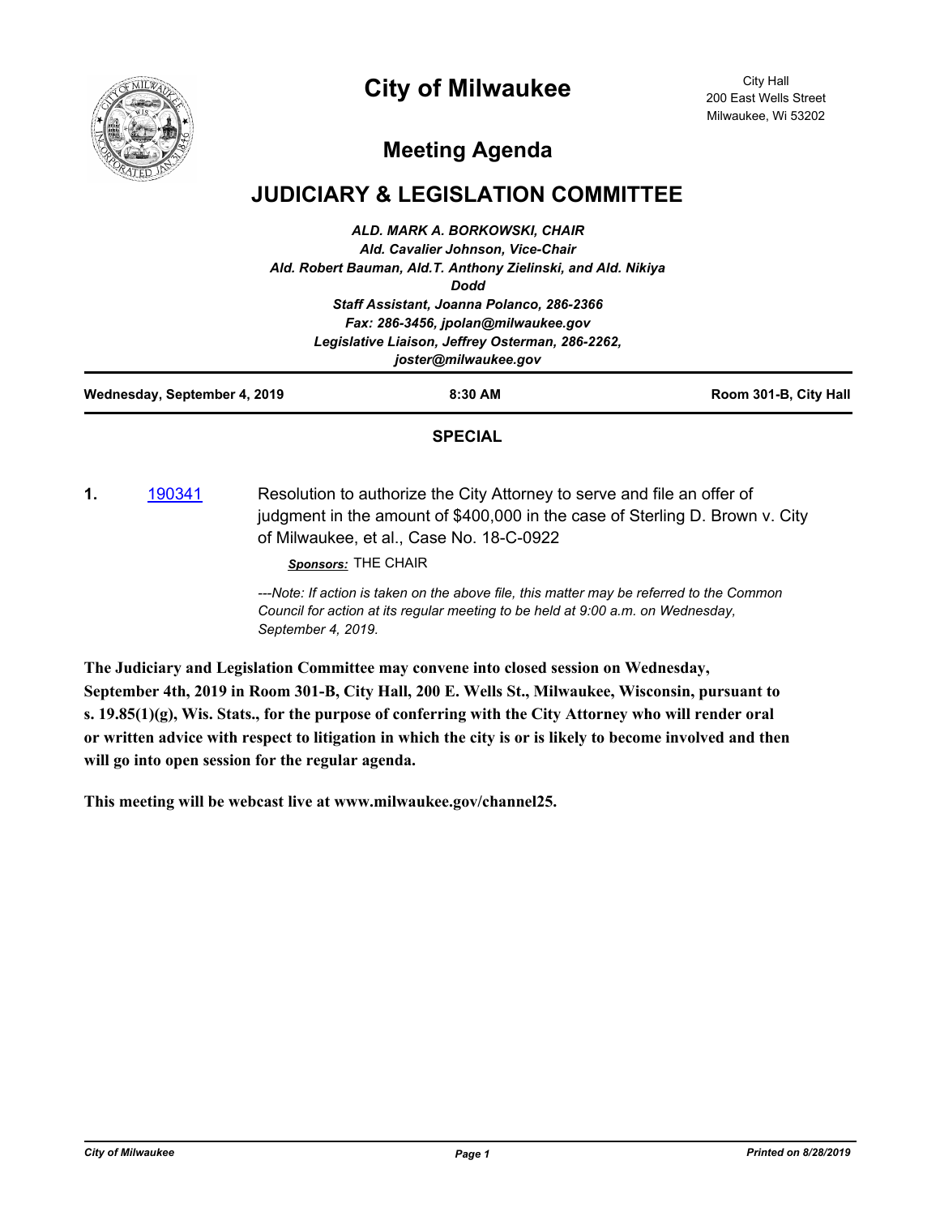# City of Milwaukee

City Hall
200 East Wells Street
Milwaukee, Wi 53202

## Meeting Agenda

## JUDICIARY & LEGISLATION COMMITTEE

*ALD. MARK A. BORKOWSKI, CHAIR*
*Ald. Cavalier Johnson, Vice-Chair*
*Ald. Robert Bauman, Ald.T. Anthony Zielinski, and Ald. Nikiya Dodd*
*Staff Assistant, Joanna Polanco, 286-2366*
*Fax: 286-3456, jpolan@milwaukee.gov*
*Legislative Liaison, Jeffrey Osterman, 286-2262, joster@milwaukee.gov*

| Wednesday, September 4, 2019 | 8:30 AM | Room 301-B, City Hall |
|---|---|---|

**SPECIAL**

**1.** [190341] Resolution to authorize the City Attorney to serve and file an offer of judgment in the amount of $400,000 in the case of Sterling D. Brown v. City of Milwaukee, et al., Case No. 18-C-0922

***Sponsors:*** THE CHAIR

*---Note: If action is taken on the above file, this matter may be referred to the Common Council for action at its regular meeting to be held at 9:00 a.m. on Wednesday, September 4, 2019.*

**The Judiciary and Legislation Committee may convene into closed session on Wednesday, September 4th, 2019 in Room 301-B, City Hall, 200 E. Wells St., Milwaukee, Wisconsin, pursuant to s. 19.85(1)(g), Wis. Stats., for the purpose of conferring with the City Attorney who will render oral or written advice with respect to litigation in which the city is or is likely to become involved and then will go into open session for the regular agenda.**

**This meeting will be webcast live at www.milwaukee.gov/channel25.**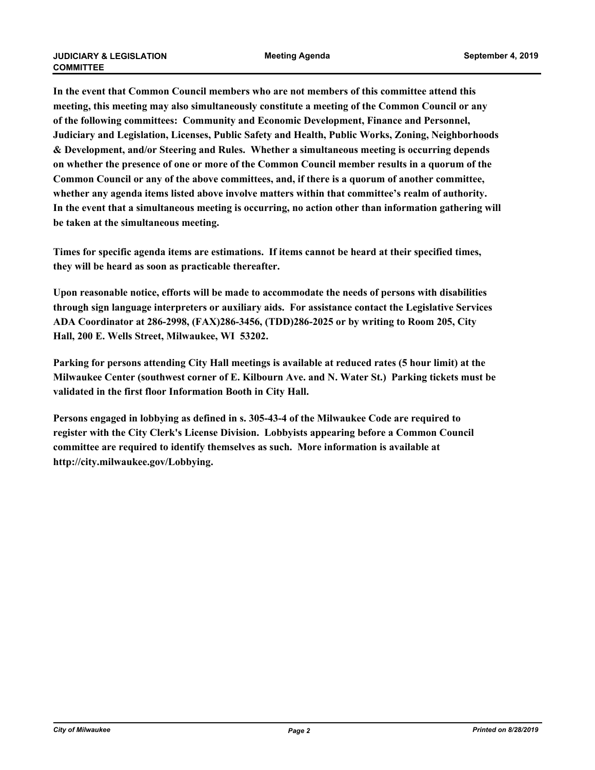**In the event that Common Council members who are not members of this committee attend this meeting, this meeting may also simultaneously constitute a meeting of the Common Council or any of the following committees: Community and Economic Development, Finance and Personnel, Judiciary and Legislation, Licenses, Public Safety and Health, Public Works, Zoning, Neighborhoods & Development, and/or Steering and Rules. Whether a simultaneous meeting is occurring depends on whether the presence of one or more of the Common Council member results in a quorum of the Common Council or any of the above committees, and, if there is a quorum of another committee, whether any agenda items listed above involve matters within that committee's realm of authority. In the event that a simultaneous meeting is occurring, no action other than information gathering will be taken at the simultaneous meeting.**

**Times for specific agenda items are estimations. If items cannot be heard at their specified times, they will be heard as soon as practicable thereafter.**

**Upon reasonable notice, efforts will be made to accommodate the needs of persons with disabilities through sign language interpreters or auxiliary aids. For assistance contact the Legislative Services ADA Coordinator at 286-2998, (FAX)286-3456, (TDD)286-2025 or by writing to Room 205, City Hall, 200 E. Wells Street, Milwaukee, WI 53202.**

**Parking for persons attending City Hall meetings is available at reduced rates (5 hour limit) at the Milwaukee Center (southwest corner of E. Kilbourn Ave. and N. Water St.) Parking tickets must be validated in the first floor Information Booth in City Hall.**

**Persons engaged in lobbying as defined in s. 305-43-4 of the Milwaukee Code are required to register with the City Clerk's License Division. Lobbyists appearing before a Common Council committee are required to identify themselves as such. More information is available at http://city.milwaukee.gov/Lobbying.**